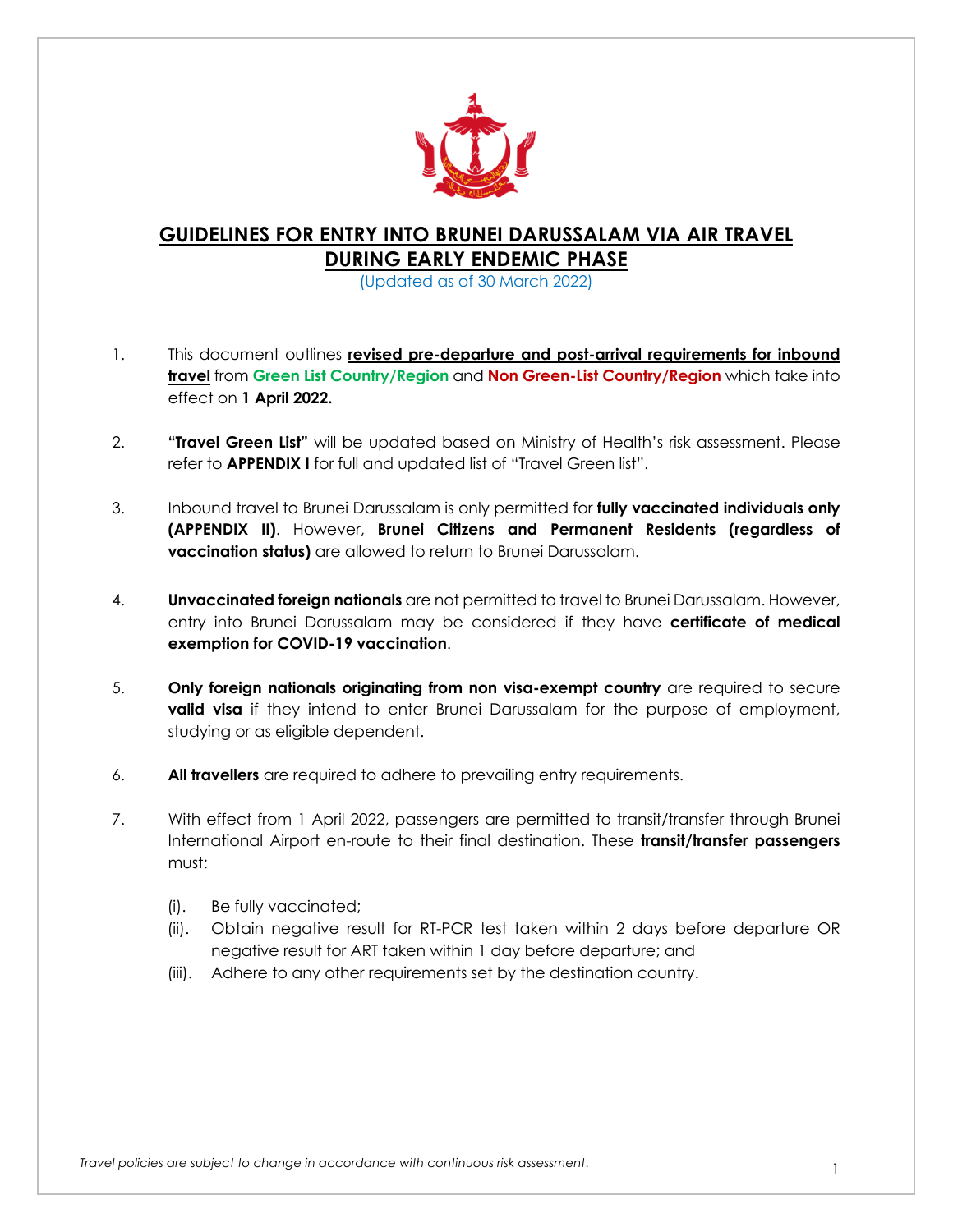# GUIDELINES FOR ENTRY INTO BRUNEI DARUSSALAM VIA AIR TRAVEL DURING EARLY ENDEMIC PHASE

(Updated as of 30 March 2022)

1. This document outlines **revised pre-departure and post-arrival requirements for inbound travel** from **Green List Country/Region** and **Non Green-List Country/Region** which take into effect on **1 April 2022.**

2. **"Travel Green List"** will be updated based on Ministry of Health's risk assessment. Please refer to **APPENDIX I** for full and updated list of "Travel Green list".

3. Inbound travel to Brunei Darussalam is only permitted for **fully vaccinated individuals only (APPENDIX II)**. However, **Brunei Citizens and Permanent Residents (regardless of vaccination status)** are allowed to return to Brunei Darussalam.

4. **Unvaccinated foreign nationals** are not permitted to travel to Brunei Darussalam. However, entry into Brunei Darussalam may be considered if they have **certificate of medical exemption for COVID-19 vaccination**.

5. **Only foreign nationals originating from non visa-exempt country** are required to secure **valid visa** if they intend to enter Brunei Darussalam for the purpose of employment, studying or as eligible dependent.

6. **All travellers** are required to adhere to prevailing entry requirements.

7. With effect from 1 April 2022, passengers are permitted to transit/transfer through Brunei International Airport en-route to their final destination. These **transit/transfer passengers** must:

   (i). Be fully vaccinated;

   (ii). Obtain negative result for RT-PCR test taken within 2 days before departure OR negative result for ART taken within 1 day before departure; and

   (iii). Adhere to any other requirements set by the destination country.

*Travel policies are subject to change in accordance with continuous risk assessment.*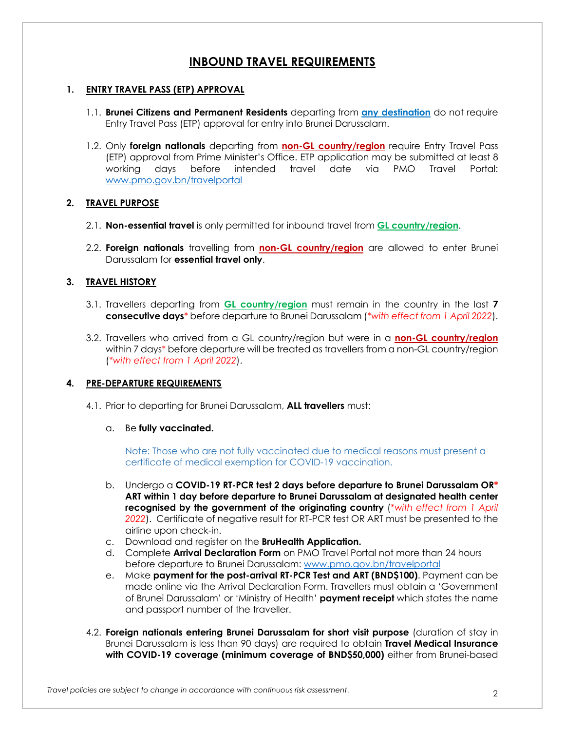# INBOUND TRAVEL REQUIREMENTS

## 1. ENTRY TRAVEL PASS (ETP) APPROVAL

1.1. **Brunei Citizens and Permanent Residents** departing from **any destination** do not require Entry Travel Pass (ETP) approval for entry into Brunei Darussalam.

1.2. Only **foreign nationals** departing from **non-GL country/region** require Entry Travel Pass (ETP) approval from Prime Minister's Office. ETP application may be submitted at least 8 working days before intended travel date via PMO Travel Portal: www.pmo.gov.bn/travelportal

## 2. TRAVEL PURPOSE

2.1. **Non-essential travel** is only permitted for inbound travel from **GL country/region**.

2.2. **Foreign nationals** travelling from **non-GL country/region** are allowed to enter Brunei Darussalam for **essential travel only**.

## 3. TRAVEL HISTORY

3.1. Travellers departing from **GL country/region** must remain in the country in the last **7 consecutive days*** before departure to Brunei Darussalam (*\*with effect from 1 April 2022*).

3.2. Travellers who arrived from a GL country/region but were in a **non-GL country/region** within 7 days* before departure will be treated as travellers from a non-GL country/region (*\*with effect from 1 April 2022*).

## 4. PRE-DEPARTURE REQUIREMENTS

4.1. Prior to departing for Brunei Darussalam, **ALL travellers** must:

a. Be **fully vaccinated.**

Note: Those who are not fully vaccinated due to medical reasons must present a certificate of medical exemption for COVID-19 vaccination.

b. Undergo a **COVID-19 RT-PCR test 2 days before departure to Brunei Darussalam OR\* ART within 1 day before departure to Brunei Darussalam at designated health center recognised by the government of the originating country** (*\*with effect from 1 April 2022*). Certificate of negative result for RT-PCR test OR ART must be presented to the airline upon check-in.

c. Download and register on the **BruHealth Application.**

d. Complete **Arrival Declaration Form** on PMO Travel Portal not more than 24 hours before departure to Brunei Darussalam: www.pmo.gov.bn/travelportal

e. Make **payment for the post-arrival RT-PCR Test and ART (BND$100)**. Payment can be made online via the Arrival Declaration Form. Travellers must obtain a 'Government of Brunei Darussalam' or 'Ministry of Health' **payment receipt** which states the name and passport number of the traveller.

4.2. **Foreign nationals entering Brunei Darussalam for short visit purpose** (duration of stay in Brunei Darussalam is less than 90 days) are required to obtain **Travel Medical Insurance with COVID-19 coverage (minimum coverage of BND$50,000)** either from Brunei-based

*Travel policies are subject to change in accordance with continuous risk assessment.*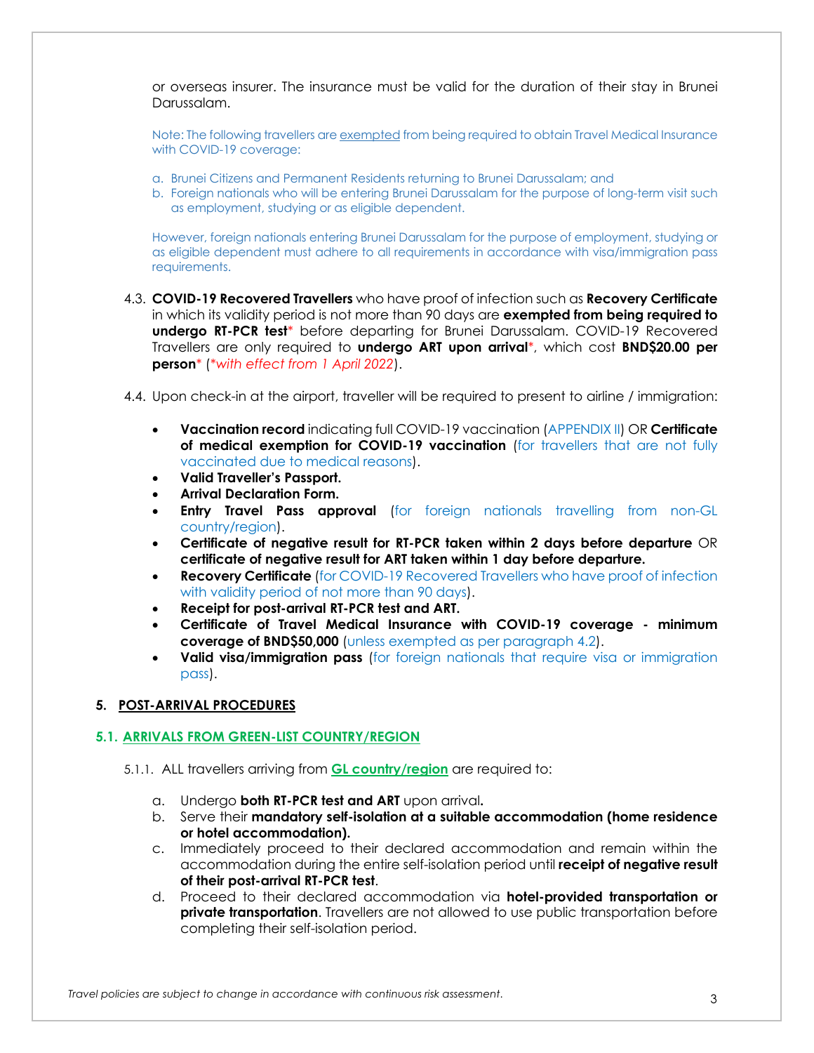or overseas insurer. The insurance must be valid for the duration of their stay in Brunei Darussalam.

Note: The following travellers are exempted from being required to obtain Travel Medical Insurance with COVID-19 coverage:

a. Brunei Citizens and Permanent Residents returning to Brunei Darussalam; and
b. Foreign nationals who will be entering Brunei Darussalam for the purpose of long-term visit such as employment, studying or as eligible dependent.

However, foreign nationals entering Brunei Darussalam for the purpose of employment, studying or as eligible dependent must adhere to all requirements in accordance with visa/immigration pass requirements.

4.3. **COVID-19 Recovered Travellers** who have proof of infection such as **Recovery Certificate** in which its validity period is not more than 90 days are **exempted from being required to undergo RT-PCR test*** before departing for Brunei Darussalam. COVID-19 Recovered Travellers are only required to **undergo ART upon arrival***, which cost **BND$20.00 per person*** (*\*with effect from 1 April 2022*).

4.4. Upon check-in at the airport, traveller will be required to present to airline / immigration:

- **Vaccination record** indicating full COVID-19 vaccination (APPENDIX II) OR **Certificate of medical exemption for COVID-19 vaccination** (for travellers that are not fully vaccinated due to medical reasons).
- **Valid Traveller's Passport.**
- **Arrival Declaration Form.**
- **Entry Travel Pass approval** (for foreign nationals travelling from non-GL country/region).
- **Certificate of negative result for RT-PCR taken within 2 days before departure** OR **certificate of negative result for ART taken within 1 day before departure.**
- **Recovery Certificate** (for COVID-19 Recovered Travellers who have proof of infection with validity period of not more than 90 days).
- **Receipt for post-arrival RT-PCR test and ART.**
- **Certificate of Travel Medical Insurance with COVID-19 coverage - minimum coverage of BND$50,000** (unless exempted as per paragraph 4.2).
- **Valid visa/immigration pass** (for foreign nationals that require visa or immigration pass).

## 5. POST-ARRIVAL PROCEDURES

### 5.1. ARRIVALS FROM GREEN-LIST COUNTRY/REGION

5.1.1. ALL travellers arriving from **GL country/region** are required to:

a. Undergo **both RT-PCR test and ART** upon arrival**.**
b. Serve their **mandatory self-isolation at a suitable accommodation (home residence or hotel accommodation).**
c. Immediately proceed to their declared accommodation and remain within the accommodation during the entire self-isolation period until **receipt of negative result of their post-arrival RT-PCR test**.
d. Proceed to their declared accommodation via **hotel-provided transportation or private transportation**. Travellers are not allowed to use public transportation before completing their self-isolation period.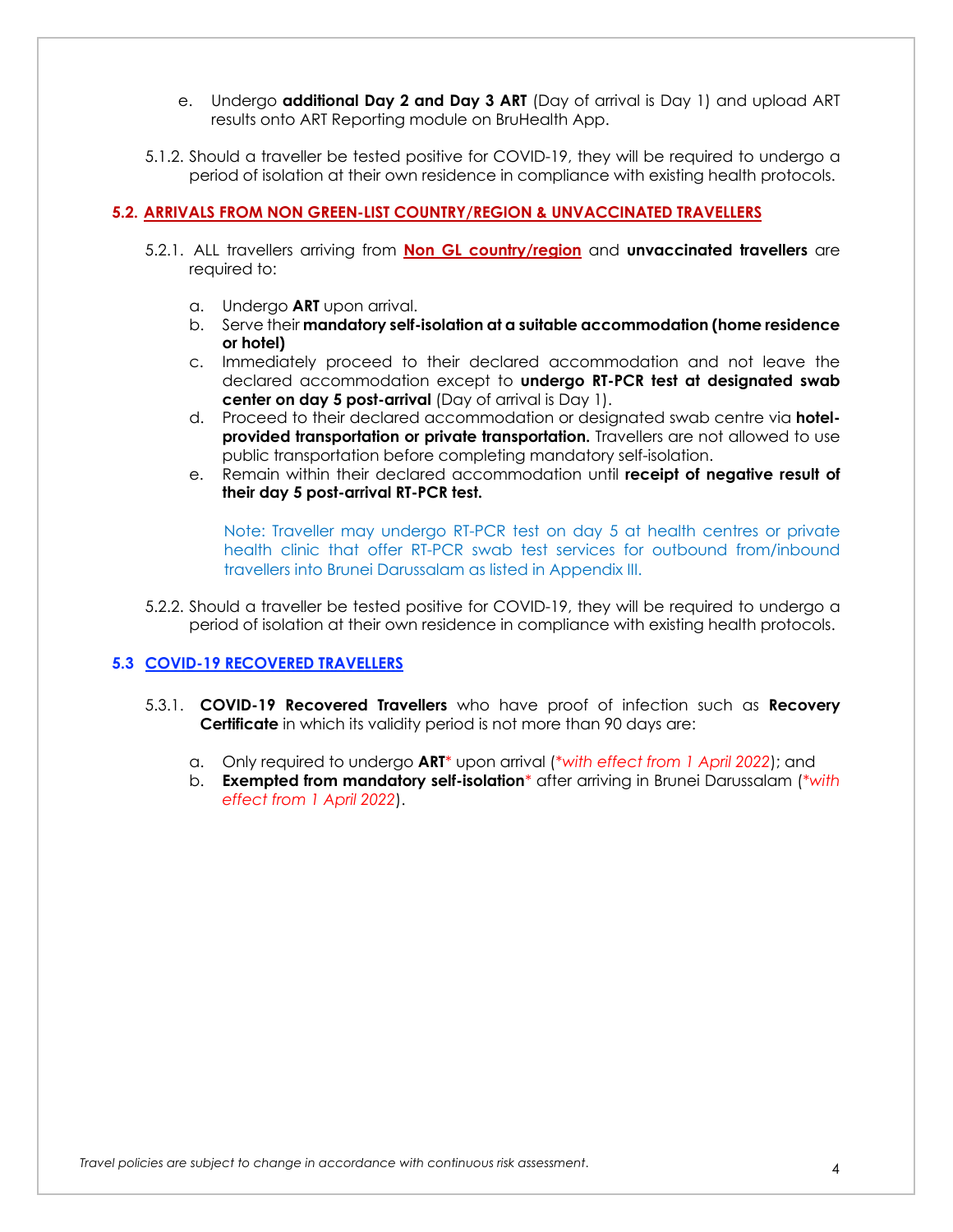e. Undergo **additional Day 2 and Day 3 ART** (Day of arrival is Day 1) and upload ART results onto ART Reporting module on BruHealth App.

5.1.2. Should a traveller be tested positive for COVID-19, they will be required to undergo a period of isolation at their own residence in compliance with existing health protocols.

### 5.2. ARRIVALS FROM NON GREEN-LIST COUNTRY/REGION & UNVACCINATED TRAVELLERS

5.2.1. ALL travellers arriving from **Non GL country/region** and **unvaccinated travellers** are required to:

a. Undergo **ART** upon arrival.
b. Serve their **mandatory self-isolation at a suitable accommodation (home residence or hotel)**
c. Immediately proceed to their declared accommodation and not leave the declared accommodation except to **undergo RT-PCR test at designated swab center on day 5 post-arrival** (Day of arrival is Day 1).
d. Proceed to their declared accommodation or designated swab centre via **hotel-provided transportation or private transportation.** Travellers are not allowed to use public transportation before completing mandatory self-isolation.
e. Remain within their declared accommodation until **receipt of negative result of their day 5 post-arrival RT-PCR test.**

Note: Traveller may undergo RT-PCR test on day 5 at health centres or private health clinic that offer RT-PCR swab test services for outbound from/inbound travellers into Brunei Darussalam as listed in Appendix III.

5.2.2. Should a traveller be tested positive for COVID-19, they will be required to undergo a period of isolation at their own residence in compliance with existing health protocols.

### 5.3 COVID-19 RECOVERED TRAVELLERS

5.3.1. **COVID-19 Recovered Travellers** who have proof of infection such as **Recovery Certificate** in which its validity period is not more than 90 days are:

a. Only required to undergo **ART*** upon arrival (*\*with effect from 1 April 2022*); and
b. **Exempted from mandatory self-isolation*** after arriving in Brunei Darussalam (*\*with effect from 1 April 2022*).

*Travel policies are subject to change in accordance with continuous risk assessment.*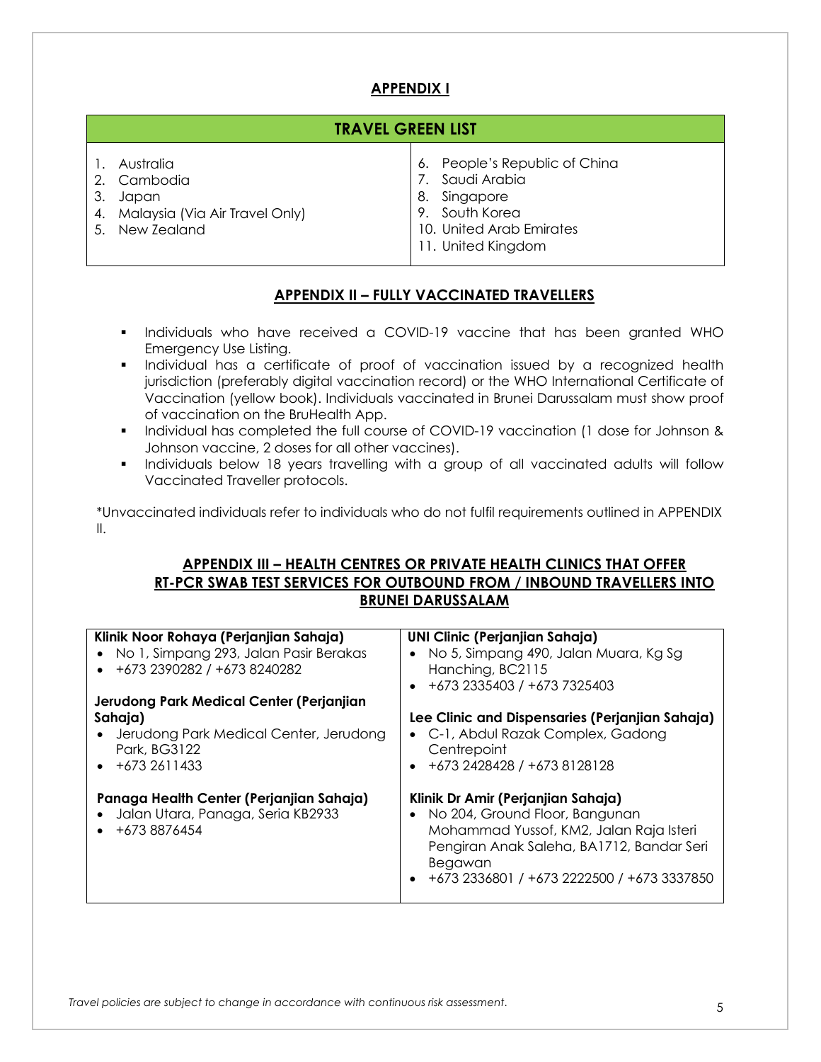## APPENDIX I

| TRAVEL GREEN LIST | |
|---|---|
| 1. Australia | 6. People's Republic of China |
| 2. Cambodia | 7. Saudi Arabia |
| 3. Japan | 8. Singapore |
| 4. Malaysia (Via Air Travel Only) | 9. South Korea |
| 5. New Zealand | 10. United Arab Emirates |
| | 11. United Kingdom |

## APPENDIX II – FULLY VACCINATED TRAVELLERS

- Individuals who have received a COVID-19 vaccine that has been granted WHO Emergency Use Listing.
- Individual has a certificate of proof of vaccination issued by a recognized health jurisdiction (preferably digital vaccination record) or the WHO International Certificate of Vaccination (yellow book). Individuals vaccinated in Brunei Darussalam must show proof of vaccination on the BruHealth App.
- Individual has completed the full course of COVID-19 vaccination (1 dose for Johnson & Johnson vaccine, 2 doses for all other vaccines).
- Individuals below 18 years travelling with a group of all vaccinated adults will follow Vaccinated Traveller protocols.

*Unvaccinated individuals refer to individuals who do not fulfil requirements outlined in APPENDIX II.

## APPENDIX III – HEALTH CENTRES OR PRIVATE HEALTH CLINICS THAT OFFER RT-PCR SWAB TEST SERVICES FOR OUTBOUND FROM / INBOUND TRAVELLERS INTO BRUNEI DARUSSALAM

**Klinik Noor Rohaya (Perjanjian Sahaja)**
- No 1, Simpang 293, Jalan Pasir Berakas
- +673 2390282 / +673 8240282

**Jerudong Park Medical Center (Perjanjian Sahaja)**
- Jerudong Park Medical Center, Jerudong Park, BG3122
- +673 2611433

**Panaga Health Center (Perjanjian Sahaja)**
- Jalan Utara, Panaga, Seria KB2933
- +673 8876454

**UNI Clinic (Perjanjian Sahaja)**
- No 5, Simpang 490, Jalan Muara, Kg Sg Hanching, BC2115
- +673 2335403 / +673 7325403

**Lee Clinic and Dispensaries (Perjanjian Sahaja)**
- C-1, Abdul Razak Complex, Gadong Centrepoint
- +673 2428428 / +673 8128128

**Klinik Dr Amir (Perjanjian Sahaja)**
- No 204, Ground Floor, Bangunan Mohammad Yussof, KM2, Jalan Raja Isteri Pengiran Anak Saleha, BA1712, Bandar Seri Begawan
- +673 2336801 / +673 2222500 / +673 3337850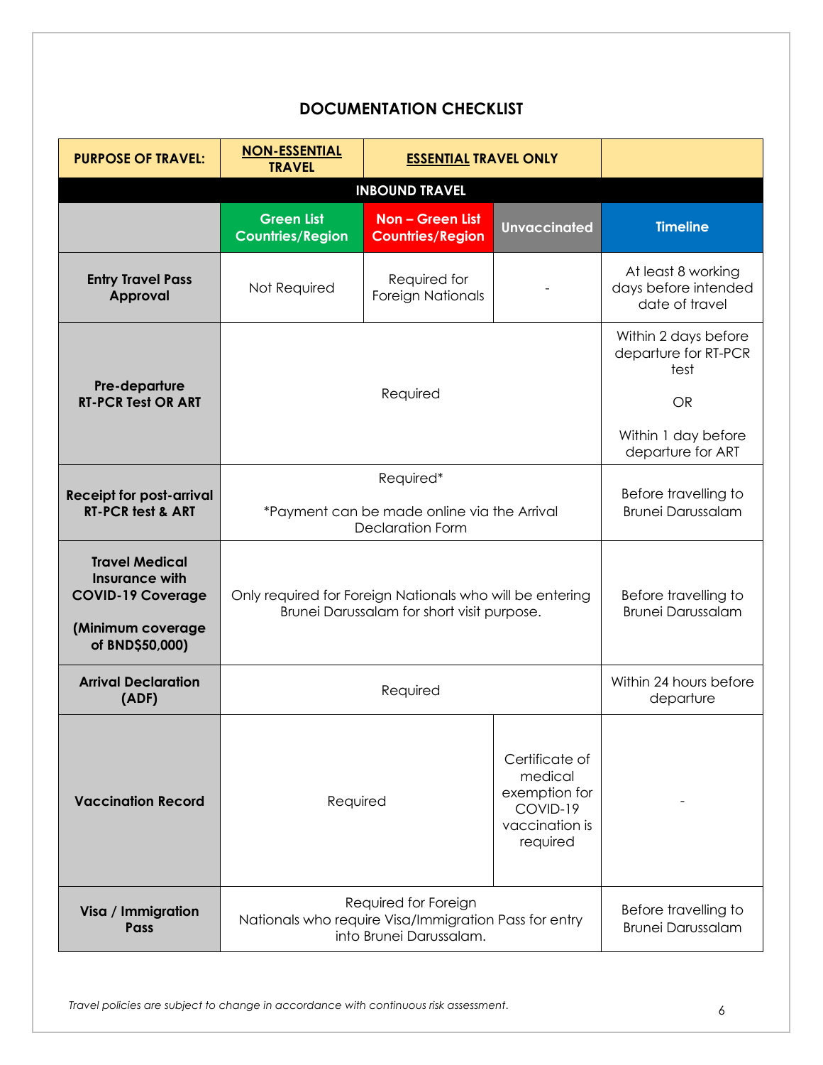## DOCUMENTATION CHECKLIST

| PURPOSE OF TRAVEL: | NON-ESSENTIAL TRAVEL | ESSENTIAL TRAVEL ONLY | | |
|---|---|---|---|---|
| INBOUND TRAVEL | | | | |
| | Green List Countries/Region | Non – Green List Countries/Region | Unvaccinated | Timeline |
| **Entry Travel Pass Approval** | Not Required | Required for Foreign Nationals | - | At least 8 working days before intended date of travel |
| **Pre-departure RT-PCR Test OR ART** | Required | | | Within 2 days before departure for RT-PCR test<br><br>OR<br><br>Within 1 day before departure for ART |
| **Receipt for post-arrival RT-PCR test & ART** | Required*<br><br>*Payment can be made online via the Arrival Declaration Form | | | Before travelling to Brunei Darussalam |
| **Travel Medical Insurance with COVID-19 Coverage**<br><br>**(Minimum coverage of BND$50,000)** | Only required for Foreign Nationals who will be entering Brunei Darussalam for short visit purpose. | | | Before travelling to Brunei Darussalam |
| **Arrival Declaration (ADF)** | Required | | | Within 24 hours before departure |
| **Vaccination Record** | Required | | Certificate of medical exemption for COVID-19 vaccination is required | - |
| **Visa / Immigration Pass** | Required for Foreign Nationals who require Visa/Immigration Pass for entry into Brunei Darussalam. | | | Before travelling to Brunei Darussalam |

*Travel policies are subject to change in accordance with continuous risk assessment.*